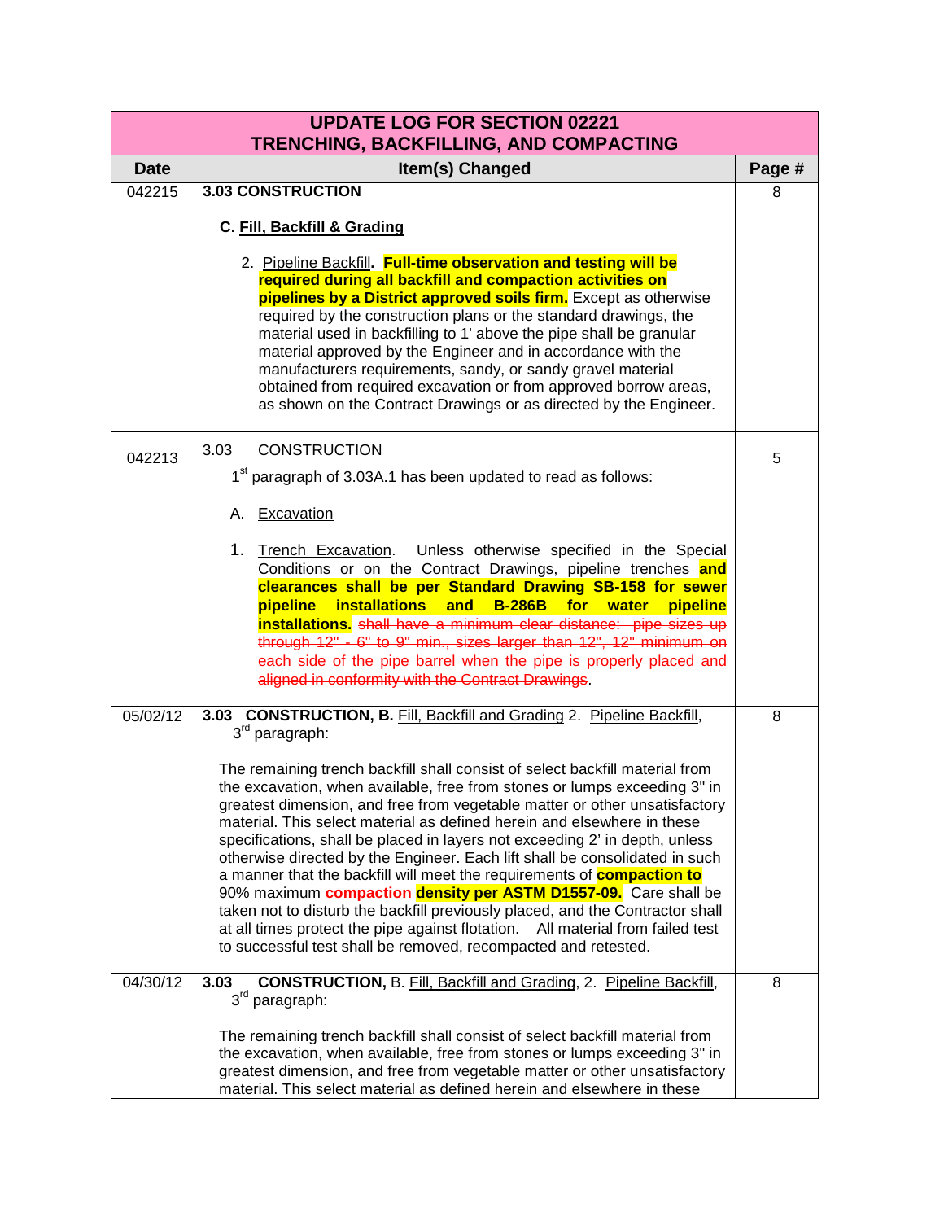| UPDATE LOG FOR SECTION 02221<br>TRENCHING, BACKFILLING, AND COMPACTING | | |
|---|---|---|
| **Date** | **Item(s) Changed** | **Page #** |
| 042215 | **3.03 CONSTRUCTION**<br><br>**C. Fill, Backfill & Grading**<br><br>2. Pipeline Backfill**. Full-time observation and testing will be required during all backfill and compaction activities on pipelines by a District approved soils firm.** Except as otherwise required by the construction plans or the standard drawings, the material used in backfilling to 1' above the pipe shall be granular material approved by the Engineer and in accordance with the manufacturers requirements, sandy, or sandy gravel material obtained from required excavation or from approved borrow areas, as shown on the Contract Drawings or as directed by the Engineer. | 8 |
| 042213 | 3.03 CONSTRUCTION<br><br>1st paragraph of 3.03A.1 has been updated to read as follows:<br><br>A. Excavation<br><br>1. Trench Excavation. Unless otherwise specified in the Special Conditions or on the Contract Drawings, pipeline trenches **and clearances shall be per Standard Drawing SB-158 for sewer pipeline installations and B-286B for water pipeline installations.** ~~shall have a minimum clear distance: pipe sizes up through 12" - 6" to 9" min., sizes larger than 12", 12" minimum on each side of the pipe barrel when the pipe is properly placed and aligned in conformity with the Contract Drawings~~. | 5 |
| 05/02/12 | **3.03 CONSTRUCTION, B.** Fill, Backfill and Grading 2. Pipeline Backfill, 3rd paragraph:<br><br>The remaining trench backfill shall consist of select backfill material from the excavation, when available, free from stones or lumps exceeding 3" in greatest dimension, and free from vegetable matter or other unsatisfactory material. This select material as defined herein and elsewhere in these specifications, shall be placed in layers not exceeding 2' in depth, unless otherwise directed by the Engineer. Each lift shall be consolidated in such a manner that the backfill will meet the requirements of **compaction to** 90% maximum ~~**compaction**~~ **density per ASTM D1557-09.** Care shall be taken not to disturb the backfill previously placed, and the Contractor shall at all times protect the pipe against flotation. All material from failed test to successful test shall be removed, recompacted and retested. | 8 |
| 04/30/12 | **3.03 CONSTRUCTION,** B. Fill, Backfill and Grading, 2. Pipeline Backfill, 3rd paragraph:<br><br>The remaining trench backfill shall consist of select backfill material from the excavation, when available, free from stones or lumps exceeding 3" in greatest dimension, and free from vegetable matter or other unsatisfactory material. This select material as defined herein and elsewhere in these | 8 |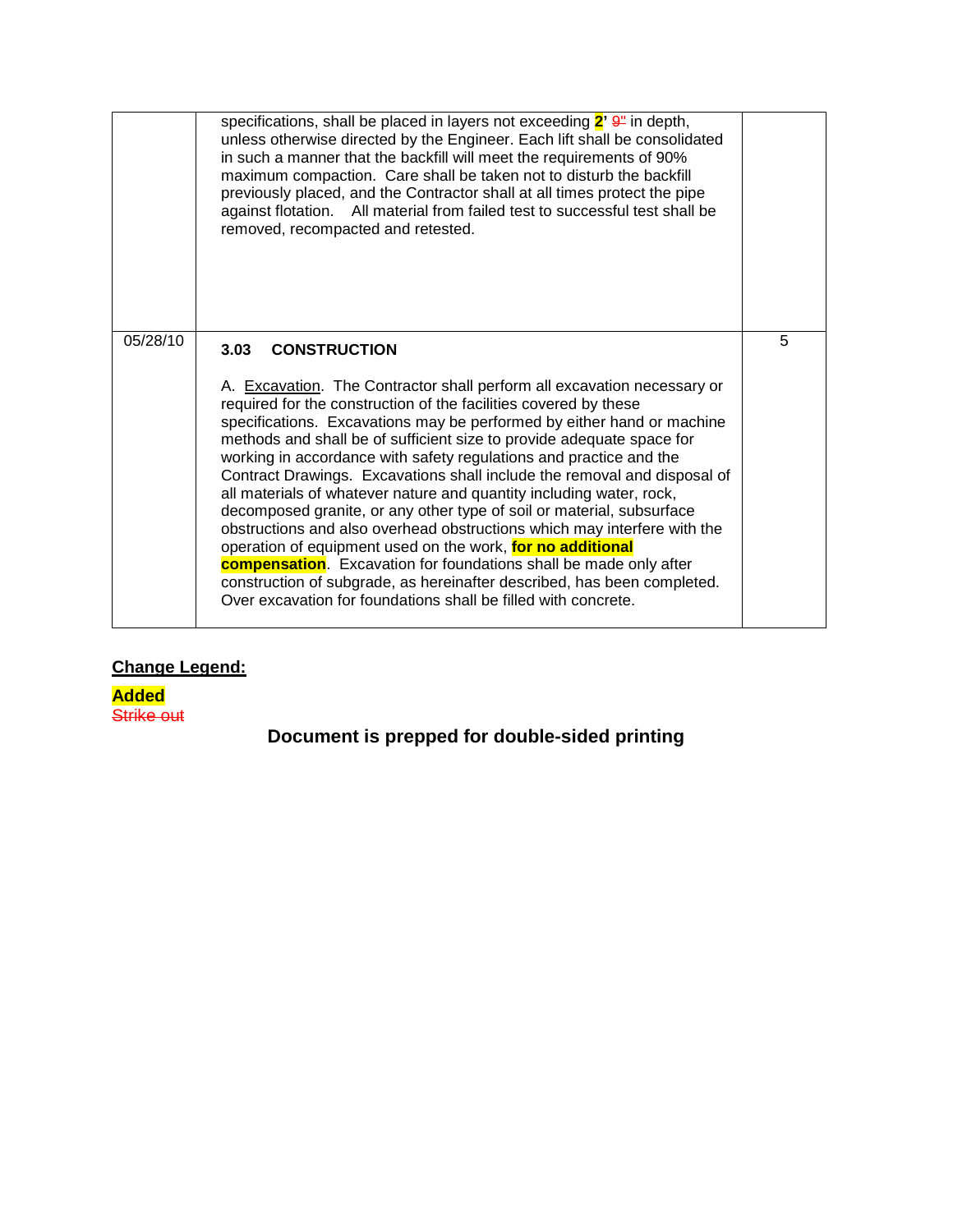| | | |
|---|---|---|
| | specifications, shall be placed in layers not exceeding **2'** ~~9"~~ in depth, unless otherwise directed by the Engineer. Each lift shall be consolidated in such a manner that the backfill will meet the requirements of 90% maximum compaction. Care shall be taken not to disturb the backfill previously placed, and the Contractor shall at all times protect the pipe against flotation. All material from failed test to successful test shall be removed, recompacted and retested. | |
| 05/28/10 | **3.03 CONSTRUCTION**<br><br>A. Excavation. The Contractor shall perform all excavation necessary or required for the construction of the facilities covered by these specifications. Excavations may be performed by either hand or machine methods and shall be of sufficient size to provide adequate space for working in accordance with safety regulations and practice and the Contract Drawings. Excavations shall include the removal and disposal of all materials of whatever nature and quantity including water, rock, decomposed granite, or any other type of soil or material, subsurface obstructions and also overhead obstructions which may interfere with the operation of equipment used on the work, **for no additional compensation**. Excavation for foundations shall be made only after construction of subgrade, as hereinafter described, has been completed. Over excavation for foundations shall be filled with concrete. | 5 |

**Change Legend:**

**Added**
~~Strike out~~

**Document is prepped for double-sided printing**